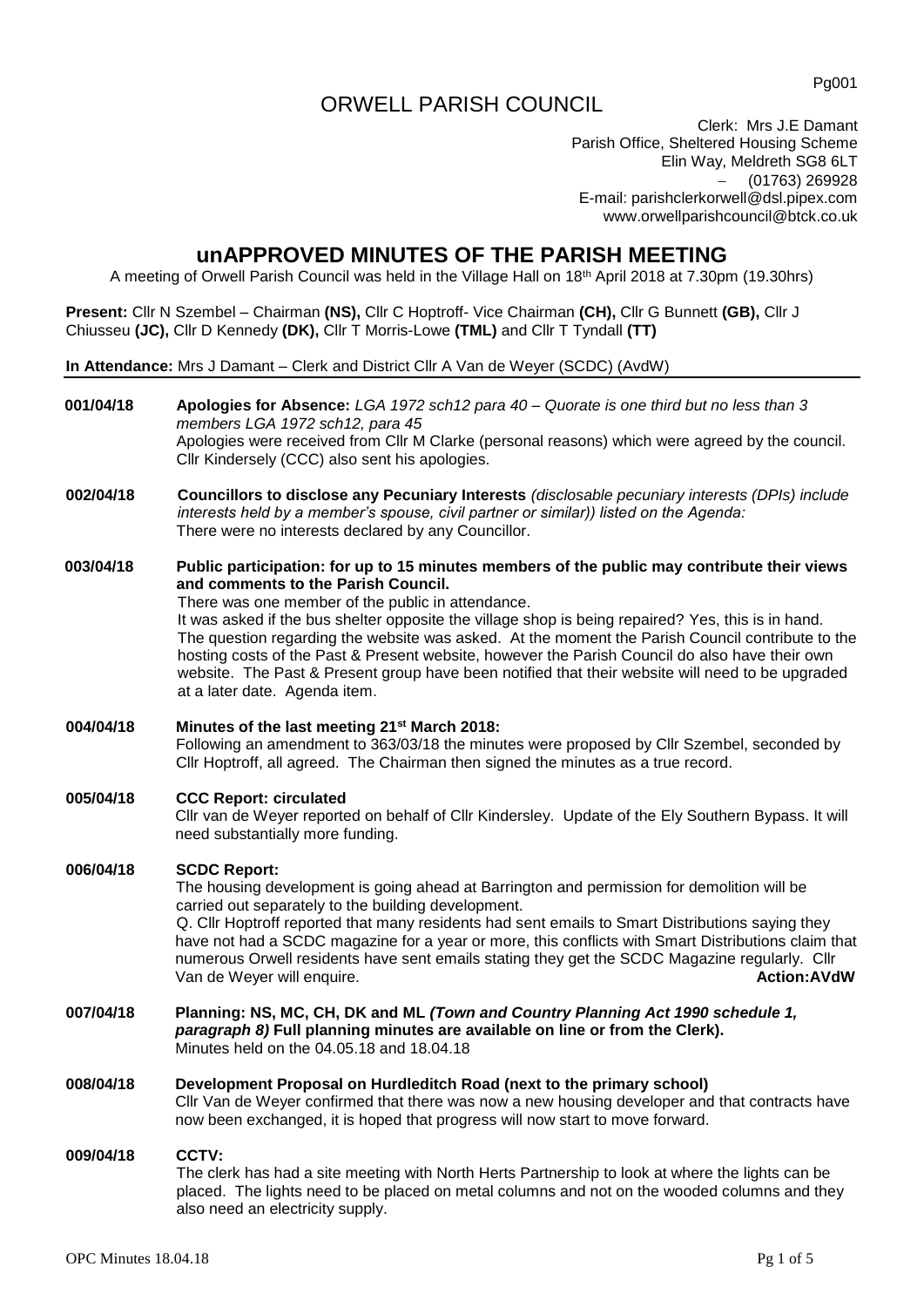# ORWELL PARISH COUNCIL

Clerk: Mrs J.E Damant
Parish Office, Sheltered Housing Scheme
Elin Way, Meldreth SG8 6LT
– (01763) 269928
E-mail: parishclerkorwell@dsl.pipex.com
www.orwellparishcouncil@btck.co.uk

## unAPPROVED MINUTES OF THE PARISH MEETING

A meeting of Orwell Parish Council was held in the Village Hall on 18th April 2018 at 7.30pm (19.30hrs)

**Present:** Cllr N Szembel – Chairman **(NS),** Cllr C Hoptroff- Vice Chairman **(CH),** Cllr G Bunnett **(GB),** Cllr J Chiusseu **(JC),** Cllr D Kennedy **(DK),** Cllr T Morris-Lowe **(TML)** and Cllr T Tyndall **(TT)**

**In Attendance:** Mrs J Damant – Clerk and District Cllr A Van de Weyer (SCDC) (AvdW)

**001/04/18** **Apologies for Absence:** *LGA 1972 sch12 para 40 – Quorate is one third but no less than 3 members LGA 1972 sch12, para 45*
Apologies were received from Cllr M Clarke (personal reasons) which were agreed by the council. Cllr Kindersely (CCC) also sent his apologies.

**002/04/18** **Councillors to disclose any Pecuniary Interests** *(disclosable pecuniary interests (DPIs) include interests held by a member's spouse, civil partner or similar)) listed on the Agenda:*
There were no interests declared by any Councillor.

**003/04/18** **Public participation: for up to 15 minutes members of the public may contribute their views and comments to the Parish Council.**
There was one member of the public in attendance.
It was asked if the bus shelter opposite the village shop is being repaired? Yes, this is in hand. The question regarding the website was asked. At the moment the Parish Council contribute to the hosting costs of the Past & Present website, however the Parish Council do also have their own website. The Past & Present group have been notified that their website will need to be upgraded at a later date. Agenda item.

**004/04/18** **Minutes of the last meeting 21st March 2018:**
Following an amendment to 363/03/18 the minutes were proposed by Cllr Szembel, seconded by Cllr Hoptroff, all agreed. The Chairman then signed the minutes as a true record.

**005/04/18** **CCC Report: circulated**
Cllr van de Weyer reported on behalf of Cllr Kindersley. Update of the Ely Southern Bypass. It will need substantially more funding.

**006/04/18** **SCDC Report:**
The housing development is going ahead at Barrington and permission for demolition will be carried out separately to the building development.
Q. Cllr Hoptroff reported that many residents had sent emails to Smart Distributions saying they have not had a SCDC magazine for a year or more, this conflicts with Smart Distributions claim that numerous Orwell residents have sent emails stating they get the SCDC Magazine regularly. Cllr Van de Weyer will enquire. **Action:AVdW**

**007/04/18** **Planning: NS, MC, CH, DK and ML** ***(Town and Country Planning Act 1990 schedule 1, paragraph 8)*** **Full planning minutes are available on line or from the Clerk).**
Minutes held on the 04.05.18 and 18.04.18

**008/04/18** **Development Proposal on Hurdleditch Road (next to the primary school)**
Cllr Van de Weyer confirmed that there was now a new housing developer and that contracts have now been exchanged, it is hoped that progress will now start to move forward.

**009/04/18** **CCTV:**
The clerk has had a site meeting with North Herts Partnership to look at where the lights can be placed. The lights need to be placed on metal columns and not on the wooded columns and they also need an electricity supply.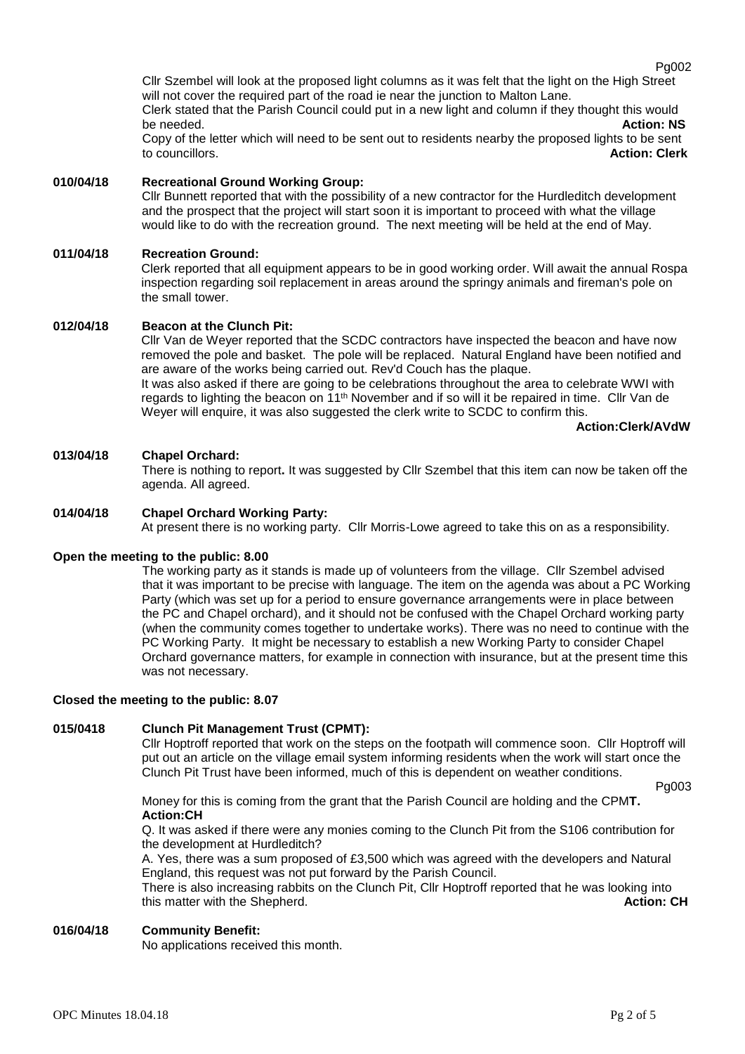Cllr Szembel will look at the proposed light columns as it was felt that the light on the High Street will not cover the required part of the road ie near the junction to Malton Lane.
Clerk stated that the Parish Council could put in a new light and column if they thought this would be needed. **Action: NS**
Copy of the letter which will need to be sent out to residents nearby the proposed lights to be sent to councillors. **Action: Clerk**

**010/04/18 Recreational Ground Working Group:**
Cllr Bunnett reported that with the possibility of a new contractor for the Hurdleditch development and the prospect that the project will start soon it is important to proceed with what the village would like to do with the recreation ground. The next meeting will be held at the end of May.

**011/04/18 Recreation Ground:**
Clerk reported that all equipment appears to be in good working order. Will await the annual Rospa inspection regarding soil replacement in areas around the springy animals and fireman's pole on the small tower.

**012/04/18 Beacon at the Clunch Pit:**
Cllr Van de Weyer reported that the SCDC contractors have inspected the beacon and have now removed the pole and basket. The pole will be replaced. Natural England have been notified and are aware of the works being carried out. Rev'd Couch has the plaque.
It was also asked if there are going to be celebrations throughout the area to celebrate WWI with regards to lighting the beacon on 11th November and if so will it be repaired in time. Cllr Van de Weyer will enquire, it was also suggested the clerk write to SCDC to confirm this.
**Action:Clerk/AVdW**

**013/04/18 Chapel Orchard:**
There is nothing to report**.** It was suggested by Cllr Szembel that this item can now be taken off the agenda. All agreed.

**014/04/18 Chapel Orchard Working Party:**
At present there is no working party. Cllr Morris-Lowe agreed to take this on as a responsibility.

**Open the meeting to the public: 8.00**

The working party as it stands is made up of volunteers from the village. Cllr Szembel advised that it was important to be precise with language. The item on the agenda was about a PC Working Party (which was set up for a period to ensure governance arrangements were in place between the PC and Chapel orchard), and it should not be confused with the Chapel Orchard working party (when the community comes together to undertake works). There was no need to continue with the PC Working Party. It might be necessary to establish a new Working Party to consider Chapel Orchard governance matters, for example in connection with insurance, but at the present time this was not necessary.

**Closed the meeting to the public: 8.07**

**015/0418 Clunch Pit Management Trust (CPMT):**
Cllr Hoptroff reported that work on the steps on the footpath will commence soon. Cllr Hoptroff will put out an article on the village email system informing residents when the work will start once the Clunch Pit Trust have been informed, much of this is dependent on weather conditions.

Pg003

Money for this is coming from the grant that the Parish Council are holding and the CPM**T.**
**Action:CH**
Q. It was asked if there were any monies coming to the Clunch Pit from the S106 contribution for the development at Hurdleditch?
A. Yes, there was a sum proposed of £3,500 which was agreed with the developers and Natural England, this request was not put forward by the Parish Council.
There is also increasing rabbits on the Clunch Pit, Cllr Hoptroff reported that he was looking into this matter with the Shepherd. **Action: CH**

**016/04/18 Community Benefit:**
No applications received this month.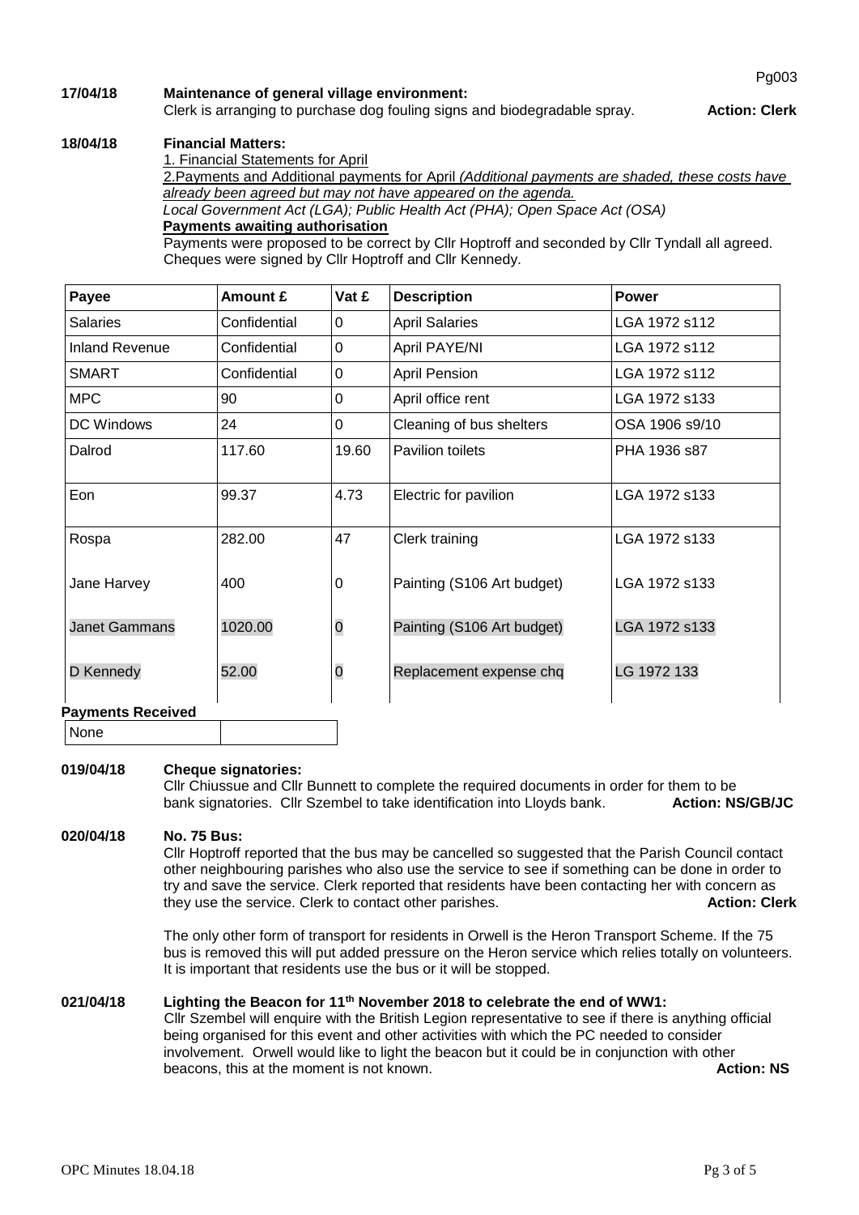**17/04/18 Maintenance of general village environment:**

Clerk is arranging to purchase dog fouling signs and biodegradable spray. **Action: Clerk**

**18/04/18 Financial Matters:**

1. Financial Statements for April

2. Payments and Additional payments for April *(Additional payments are shaded, these costs have already been agreed but may not have appeared on the agenda.*

*Local Government Act (LGA); Public Health Act (PHA); Open Space Act (OSA)*

**Payments awaiting authorisation**

Payments were proposed to be correct by Cllr Hoptroff and seconded by Cllr Tyndall all agreed. Cheques were signed by Cllr Hoptroff and Cllr Kennedy.

| Payee | Amount £ | Vat £ | Description | Power |
|---|---|---|---|---|
| Salaries | Confidential | 0 | April Salaries | LGA 1972 s112 |
| Inland Revenue | Confidential | 0 | April PAYE/NI | LGA 1972 s112 |
| SMART | Confidential | 0 | April Pension | LGA 1972 s112 |
| MPC | 90 | 0 | April office rent | LGA 1972 s133 |
| DC Windows | 24 | 0 | Cleaning of bus shelters | OSA 1906 s9/10 |
| Dalrod | 117.60 | 19.60 | Pavilion toilets | PHA 1936 s87 |
| Eon | 99.37 | 4.73 | Electric for pavilion | LGA 1972 s133 |
| Rospa | 282.00 | 47 | Clerk training | LGA 1972 s133 |
| Jane Harvey | 400 | 0 | Painting (S106 Art budget) | LGA 1972 s133 |
| Janet Gammans | 1020.00 | 0 | Painting (S106 Art budget) | LGA 1972 s133 |
| D Kennedy | 52.00 | 0 | Replacement expense chq | LG 1972 133 |

**Payments Received**

| None | |
|---|---|

**019/04/18 Cheque signatories:**

Cllr Chiussue and Cllr Bunnett to complete the required documents in order for them to be bank signatories. Cllr Szembel to take identification into Lloyds bank. **Action: NS/GB/JC**

**020/04/18 No. 75 Bus:**

Cllr Hoptroff reported that the bus may be cancelled so suggested that the Parish Council contact other neighbouring parishes who also use the service to see if something can be done in order to try and save the service. Clerk reported that residents have been contacting her with concern as they use the service. Clerk to contact other parishes. **Action: Clerk**

The only other form of transport for residents in Orwell is the Heron Transport Scheme. If the 75 bus is removed this will put added pressure on the Heron service which relies totally on volunteers. It is important that residents use the bus or it will be stopped.

**021/04/18 Lighting the Beacon for 11th November 2018 to celebrate the end of WW1:**

Cllr Szembel will enquire with the British Legion representative to see if there is anything official being organised for this event and other activities with which the PC needed to consider involvement. Orwell would like to light the beacon but it could be in conjunction with other beacons, this at the moment is not known. **Action: NS**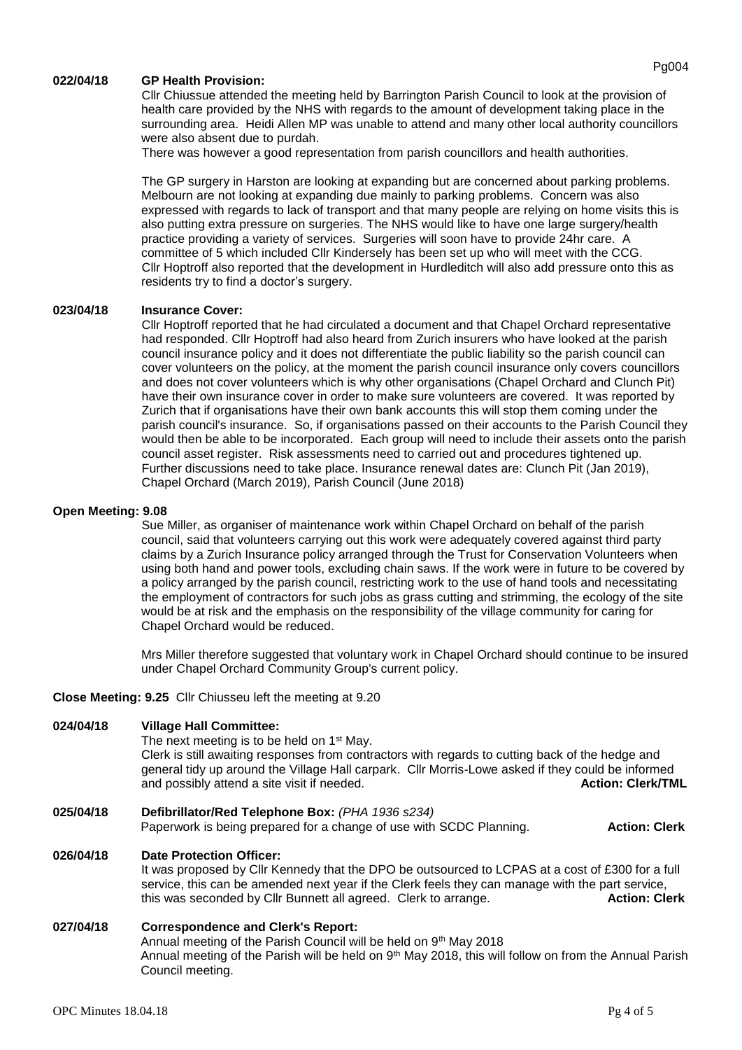**022/04/18 GP Health Provision:**

Cllr Chiussue attended the meeting held by Barrington Parish Council to look at the provision of health care provided by the NHS with regards to the amount of development taking place in the surrounding area. Heidi Allen MP was unable to attend and many other local authority councillors were also absent due to purdah.

There was however a good representation from parish councillors and health authorities.

The GP surgery in Harston are looking at expanding but are concerned about parking problems. Melbourn are not looking at expanding due mainly to parking problems. Concern was also expressed with regards to lack of transport and that many people are relying on home visits this is also putting extra pressure on surgeries. The NHS would like to have one large surgery/health practice providing a variety of services. Surgeries will soon have to provide 24hr care. A committee of 5 which included Cllr Kindersely has been set up who will meet with the CCG. Cllr Hoptroff also reported that the development in Hurdleditch will also add pressure onto this as residents try to find a doctor's surgery.

**023/04/18 Insurance Cover:**

Cllr Hoptroff reported that he had circulated a document and that Chapel Orchard representative had responded. Cllr Hoptroff had also heard from Zurich insurers who have looked at the parish council insurance policy and it does not differentiate the public liability so the parish council can cover volunteers on the policy, at the moment the parish council insurance only covers councillors and does not cover volunteers which is why other organisations (Chapel Orchard and Clunch Pit) have their own insurance cover in order to make sure volunteers are covered. It was reported by Zurich that if organisations have their own bank accounts this will stop them coming under the parish council's insurance. So, if organisations passed on their accounts to the Parish Council they would then be able to be incorporated. Each group will need to include their assets onto the parish council asset register. Risk assessments need to carried out and procedures tightened up. Further discussions need to take place. Insurance renewal dates are: Clunch Pit (Jan 2019), Chapel Orchard (March 2019), Parish Council (June 2018)

**Open Meeting: 9.08**

Sue Miller, as organiser of maintenance work within Chapel Orchard on behalf of the parish council, said that volunteers carrying out this work were adequately covered against third party claims by a Zurich Insurance policy arranged through the Trust for Conservation Volunteers when using both hand and power tools, excluding chain saws. If the work were in future to be covered by a policy arranged by the parish council, restricting work to the use of hand tools and necessitating the employment of contractors for such jobs as grass cutting and strimming, the ecology of the site would be at risk and the emphasis on the responsibility of the village community for caring for Chapel Orchard would be reduced.

Mrs Miller therefore suggested that voluntary work in Chapel Orchard should continue to be insured under Chapel Orchard Community Group's current policy.

**Close Meeting: 9.25** Cllr Chiusseu left the meeting at 9.20

**024/04/18 Village Hall Committee:**

The next meeting is to be held on 1st May.

Clerk is still awaiting responses from contractors with regards to cutting back of the hedge and general tidy up around the Village Hall carpark. Cllr Morris-Lowe asked if they could be informed and possibly attend a site visit if needed. **Action: Clerk/TML**

**025/04/18 Defibrillator/Red Telephone Box:** *(PHA 1936 s234)*

Paperwork is being prepared for a change of use with SCDC Planning. **Action: Clerk**

**026/04/18 Date Protection Officer:**

It was proposed by Cllr Kennedy that the DPO be outsourced to LCPAS at a cost of £300 for a full service, this can be amended next year if the Clerk feels they can manage with the part service, this was seconded by Cllr Bunnett all agreed. Clerk to arrange. **Action: Clerk**

**027/04/18 Correspondence and Clerk's Report:**

Annual meeting of the Parish Council will be held on 9th May 2018

Annual meeting of the Parish will be held on 9th May 2018, this will follow on from the Annual Parish Council meeting.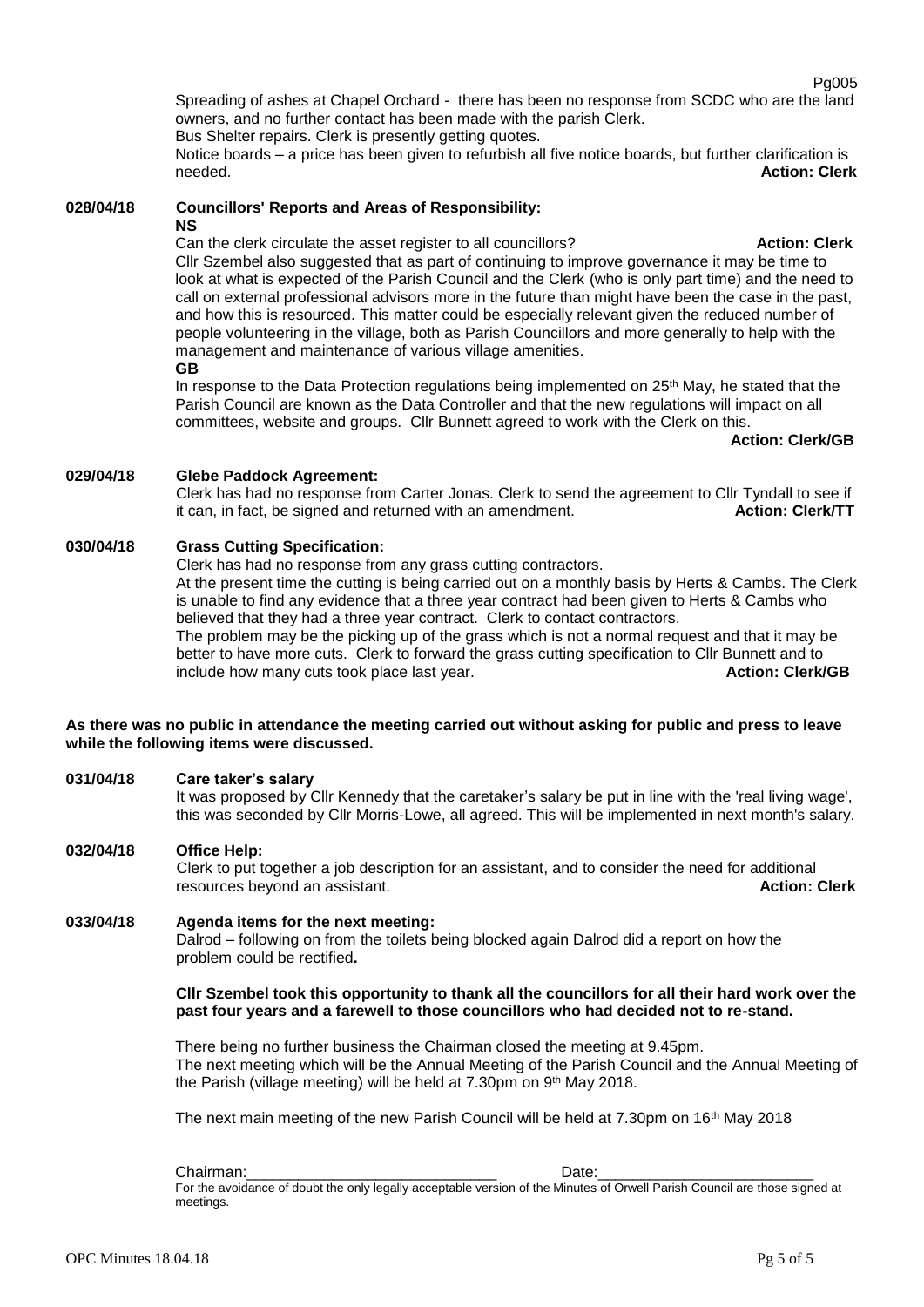Spreading of ashes at Chapel Orchard - there has been no response from SCDC who are the land owners, and no further contact has been made with the parish Clerk.
Bus Shelter repairs. Clerk is presently getting quotes.
Notice boards – a price has been given to refurbish all five notice boards, but further clarification is needed. **Action: Clerk**

**028/04/18 Councillors' Reports and Areas of Responsibility:**

**NS**

Can the clerk circulate the asset register to all councillors? **Action: Clerk**

Cllr Szembel also suggested that as part of continuing to improve governance it may be time to look at what is expected of the Parish Council and the Clerk (who is only part time) and the need to call on external professional advisors more in the future than might have been the case in the past, and how this is resourced. This matter could be especially relevant given the reduced number of people volunteering in the village, both as Parish Councillors and more generally to help with the management and maintenance of various village amenities.

**GB**

In response to the Data Protection regulations being implemented on 25th May, he stated that the Parish Council are known as the Data Controller and that the new regulations will impact on all committees, website and groups. Cllr Bunnett agreed to work with the Clerk on this.

**Action: Clerk/GB**

**029/04/18 Glebe Paddock Agreement:**

Clerk has had no response from Carter Jonas. Clerk to send the agreement to Cllr Tyndall to see if it can, in fact, be signed and returned with an amendment. **Action: Clerk/TT**

**030/04/18 Grass Cutting Specification:**

Clerk has had no response from any grass cutting contractors.
At the present time the cutting is being carried out on a monthly basis by Herts & Cambs. The Clerk is unable to find any evidence that a three year contract had been given to Herts & Cambs who believed that they had a three year contract. Clerk to contact contractors.
The problem may be the picking up of the grass which is not a normal request and that it may be better to have more cuts. Clerk to forward the grass cutting specification to Cllr Bunnett and to include how many cuts took place last year. **Action: Clerk/GB**

**As there was no public in attendance the meeting carried out without asking for public and press to leave while the following items were discussed.**

**031/04/18 Care taker's salary**

It was proposed by Cllr Kennedy that the caretaker's salary be put in line with the 'real living wage', this was seconded by Cllr Morris-Lowe, all agreed. This will be implemented in next month's salary.

**032/04/18 Office Help:**

Clerk to put together a job description for an assistant, and to consider the need for additional resources beyond an assistant. **Action: Clerk**

**033/04/18 Agenda items for the next meeting:**

Dalrod – following on from the toilets being blocked again Dalrod did a report on how the problem could be rectified**.**

**Cllr Szembel took this opportunity to thank all the councillors for all their hard work over the past four years and a farewell to those councillors who had decided not to re-stand.**

There being no further business the Chairman closed the meeting at 9.45pm.
The next meeting which will be the Annual Meeting of the Parish Council and the Annual Meeting of the Parish (village meeting) will be held at 7.30pm on 9th May 2018.

The next main meeting of the new Parish Council will be held at 7.30pm on 16th May 2018

Chairman:_______________________________ Date:__________________________

For the avoidance of doubt the only legally acceptable version of the Minutes of Orwell Parish Council are those signed at meetings.